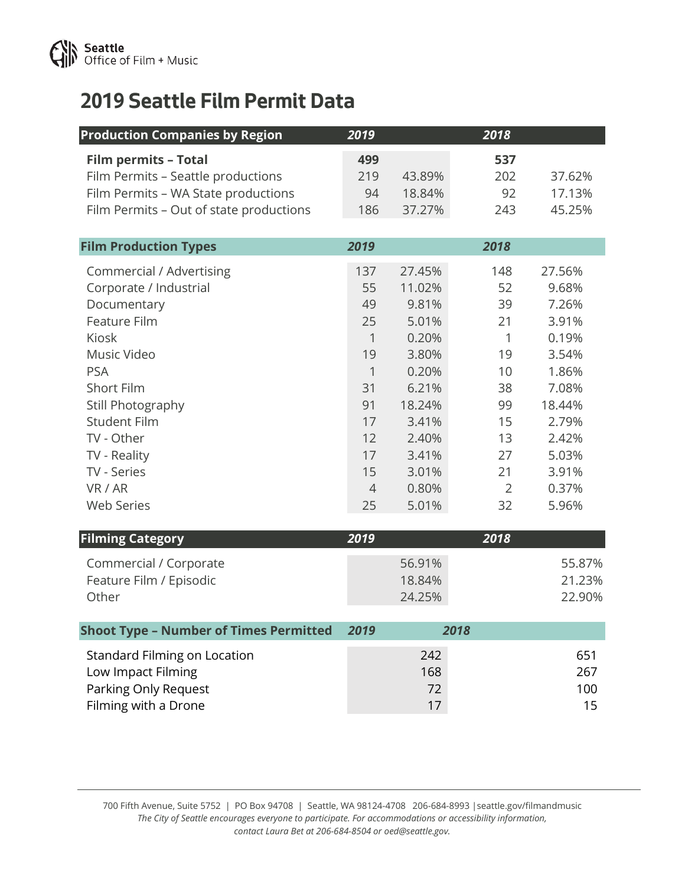Seattle
Office of Film + Music

# 2019 Seattle Film Permit Data

| Production Companies by Region | 2019 | | 2018 | |
|---|---|---|---|---|
| **Film permits – Total** | **499** | | **537** | |
| Film Permits – Seattle productions | 219 | 43.89% | 202 | 37.62% |
| Film Permits – WA State productions | 94 | 18.84% | 92 | 17.13% |
| Film Permits – Out of state productions | 186 | 37.27% | 243 | 45.25% |

| Film Production Types | 2019 | | 2018 | |
|---|---|---|---|---|
| Commercial / Advertising | 137 | 27.45% | 148 | 27.56% |
| Corporate / Industrial | 55 | 11.02% | 52 | 9.68% |
| Documentary | 49 | 9.81% | 39 | 7.26% |
| Feature Film | 25 | 5.01% | 21 | 3.91% |
| Kiosk | 1 | 0.20% | 1 | 0.19% |
| Music Video | 19 | 3.80% | 19 | 3.54% |
| PSA | 1 | 0.20% | 10 | 1.86% |
| Short Film | 31 | 6.21% | 38 | 7.08% |
| Still Photography | 91 | 18.24% | 99 | 18.44% |
| Student Film | 17 | 3.41% | 15 | 2.79% |
| TV - Other | 12 | 2.40% | 13 | 2.42% |
| TV - Reality | 17 | 3.41% | 27 | 5.03% |
| TV - Series | 15 | 3.01% | 21 | 3.91% |
| VR / AR | 4 | 0.80% | 2 | 0.37% |
| Web Series | 25 | 5.01% | 32 | 5.96% |

| Filming Category | 2019 | 2018 |
|---|---|---|
| Commercial / Corporate | 56.91% | 55.87% |
| Feature Film / Episodic | 18.84% | 21.23% |
| Other | 24.25% | 22.90% |

| Shoot Type – Number of Times Permitted | 2019 | 2018 |
|---|---|---|
| Standard Filming on Location | 242 | 651 |
| Low Impact Filming | 168 | 267 |
| Parking Only Request | 72 | 100 |
| Filming with a Drone | 17 | 15 |

700 Fifth Avenue, Suite 5752 | PO Box 94708 | Seattle, WA 98124-4708 206-684-8993 |seattle.gov/filmandmusic
*The City of Seattle encourages everyone to participate. For accommodations or accessibility information, contact Laura Bet at 206-684-8504 or oed@seattle.gov.*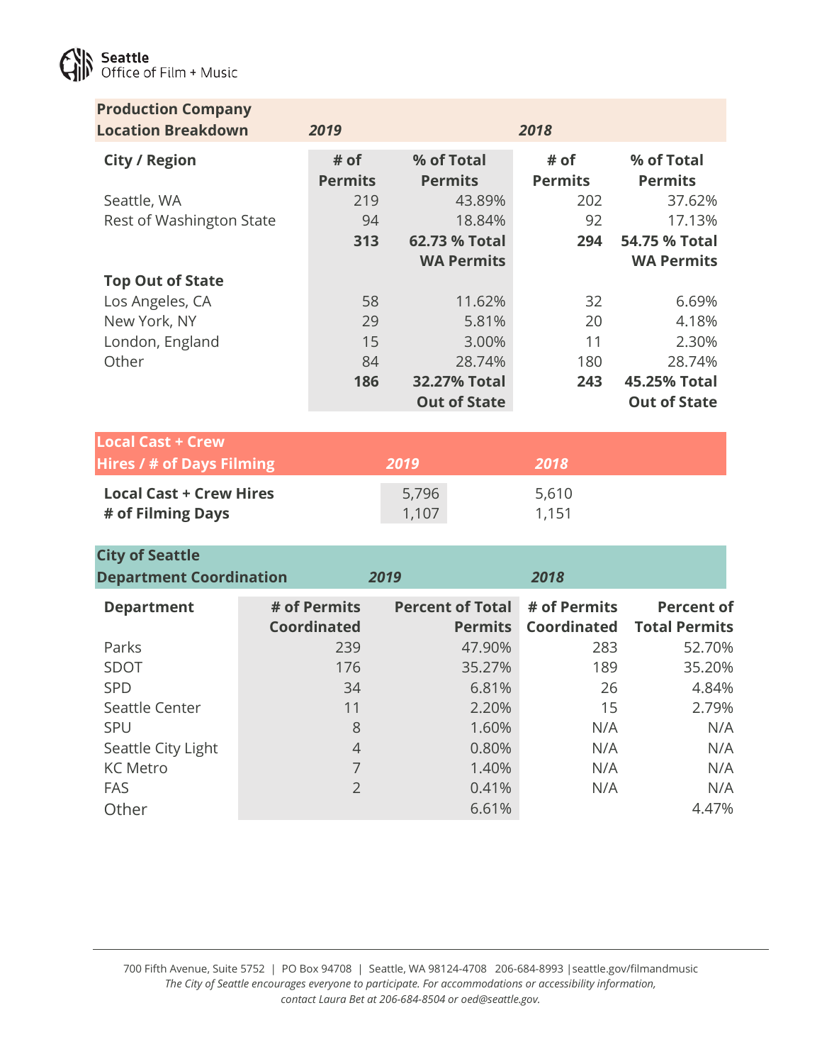Seattle Office of Film + Music

| Production Company Location Breakdown | 2019 | | 2018 | |
|---|---|---|---|---|
| **City / Region** | **# of Permits** | **% of Total Permits** | **# of Permits** | **% of Total Permits** |
| Seattle, WA | 219 | 43.89% | 202 | 37.62% |
| Rest of Washington State | 94 | 18.84% | 92 | 17.13% |
| | **313** | **62.73 % Total WA Permits** | **294** | **54.75 % Total WA Permits** |
| **Top Out of State** | | | | |
| Los Angeles, CA | 58 | 11.62% | 32 | 6.69% |
| New York, NY | 29 | 5.81% | 20 | 4.18% |
| London, England | 15 | 3.00% | 11 | 2.30% |
| Other | 84 | 28.74% | 180 | 28.74% |
| | **186** | **32.27% Total Out of State** | **243** | **45.25% Total Out of State** |

| Local Cast + Crew Hires / # of Days Filming | 2019 | 2018 |
|---|---|---|
| **Local Cast + Crew Hires** | 5,796 | 5,610 |
| **# of Filming Days** | 1,107 | 1,151 |

| City of Seattle Department Coordination | 2019 | | 2018 | |
|---|---|---|---|---|
| **Department** | **# of Permits Coordinated** | **Percent of Total Permits** | **# of Permits Coordinated** | **Percent of Total Permits** |
| Parks | 239 | 47.90% | 283 | 52.70% |
| SDOT | 176 | 35.27% | 189 | 35.20% |
| SPD | 34 | 6.81% | 26 | 4.84% |
| Seattle Center | 11 | 2.20% | 15 | 2.79% |
| SPU | 8 | 1.60% | N/A | N/A |
| Seattle City Light | 4 | 0.80% | N/A | N/A |
| KC Metro | 7 | 1.40% | N/A | N/A |
| FAS | 2 | 0.41% | N/A | N/A |
| Other | | 6.61% | | 4.47% |

700 Fifth Avenue, Suite 5752 | PO Box 94708 | Seattle, WA 98124-4708 206-684-8993 |seattle.gov/filmandmusic

*The City of Seattle encourages everyone to participate. For accommodations or accessibility information, contact Laura Bet at 206-684-8504 or oed@seattle.gov.*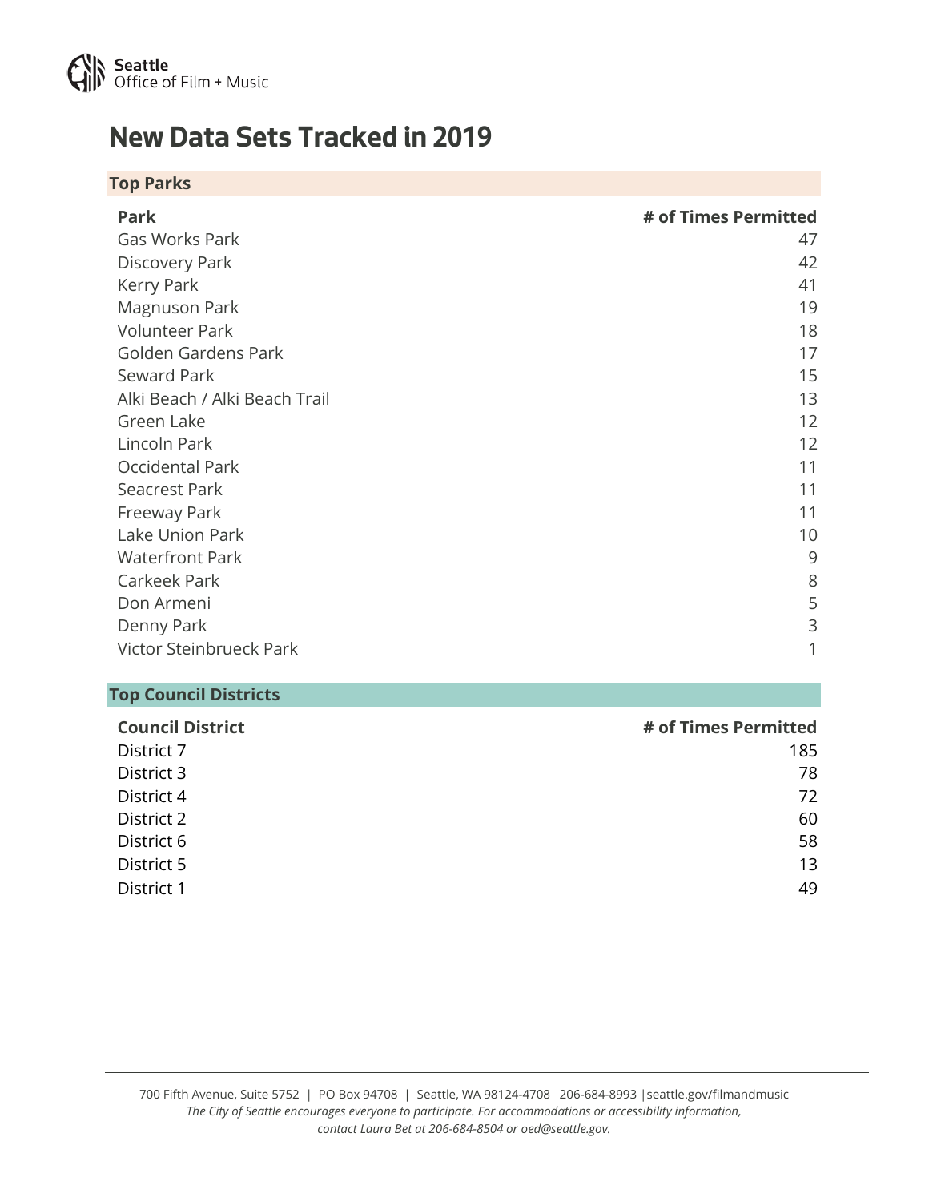# New Data Sets Tracked in 2019

## Top Parks

| Park | # of Times Permitted |
|---|---:|
| Gas Works Park | 47 |
| Discovery Park | 42 |
| Kerry Park | 41 |
| Magnuson Park | 19 |
| Volunteer Park | 18 |
| Golden Gardens Park | 17 |
| Seward Park | 15 |
| Alki Beach / Alki Beach Trail | 13 |
| Green Lake | 12 |
| Lincoln Park | 12 |
| Occidental Park | 11 |
| Seacrest Park | 11 |
| Freeway Park | 11 |
| Lake Union Park | 10 |
| Waterfront Park | 9 |
| Carkeek Park | 8 |
| Don Armeni | 5 |
| Denny Park | 3 |
| Victor Steinbrueck Park | 1 |

## Top Council Districts

| Council District | # of Times Permitted |
|---|---:|
| District 7 | 185 |
| District 3 | 78 |
| District 4 | 72 |
| District 2 | 60 |
| District 6 | 58 |
| District 5 | 13 |
| District 1 | 49 |

700 Fifth Avenue, Suite 5752 | PO Box 94708 | Seattle, WA 98124-4708 206-684-8993 | seattle.gov/filmandmusic

*The City of Seattle encourages everyone to participate. For accommodations or accessibility information, contact Laura Bet at 206-684-8504 or oed@seattle.gov.*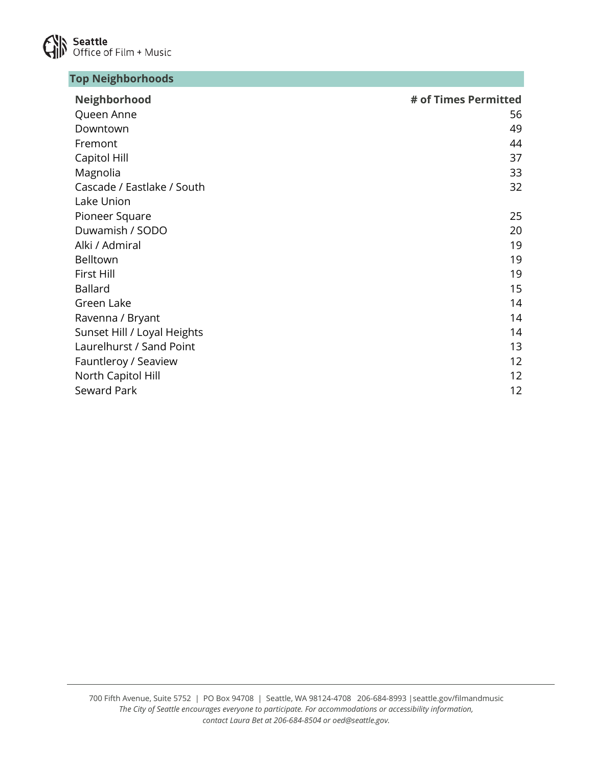## Top Neighborhoods

| Neighborhood | # of Times Permitted |
|---|---:|
| Queen Anne | 56 |
| Downtown | 49 |
| Fremont | 44 |
| Capitol Hill | 37 |
| Magnolia | 33 |
| Cascade / Eastlake / South Lake Union | 32 |
| Pioneer Square | 25 |
| Duwamish / SODO | 20 |
| Alki / Admiral | 19 |
| Belltown | 19 |
| First Hill | 19 |
| Ballard | 15 |
| Green Lake | 14 |
| Ravenna / Bryant | 14 |
| Sunset Hill / Loyal Heights | 14 |
| Laurelhurst / Sand Point | 13 |
| Fauntleroy / Seaview | 12 |
| North Capitol Hill | 12 |
| Seward Park | 12 |